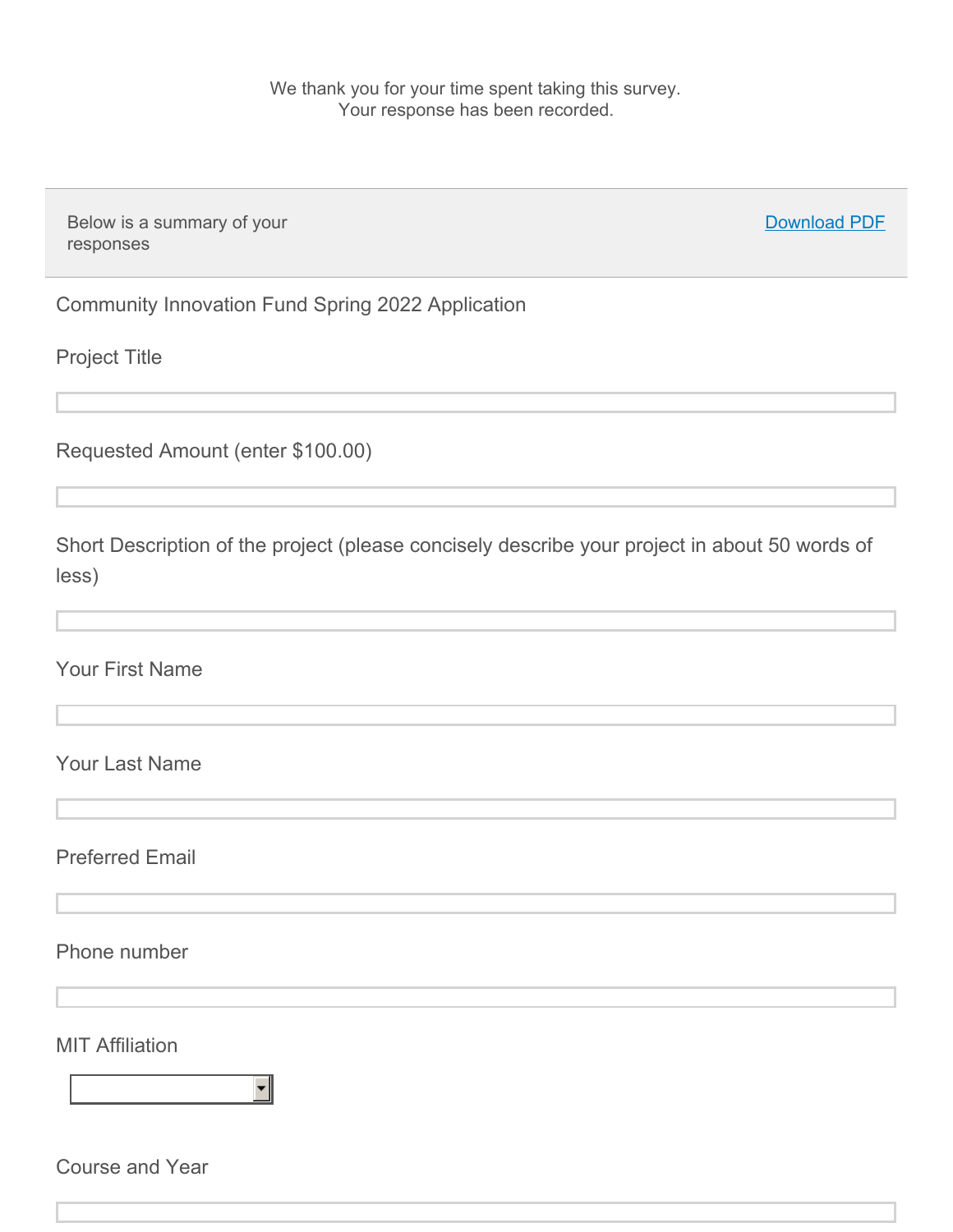We thank you for your time spent taking this survey.
Your response has been recorded.

Below is a summary of your responses

Download PDF

Community Innovation Fund Spring 2022 Application

Project Title

Requested Amount (enter $100.00)

Short Description of the project (please concisely describe your project in about 50 words of less)

Your First Name

Your Last Name

Preferred Email

Phone number

MIT Affiliation

Course and Year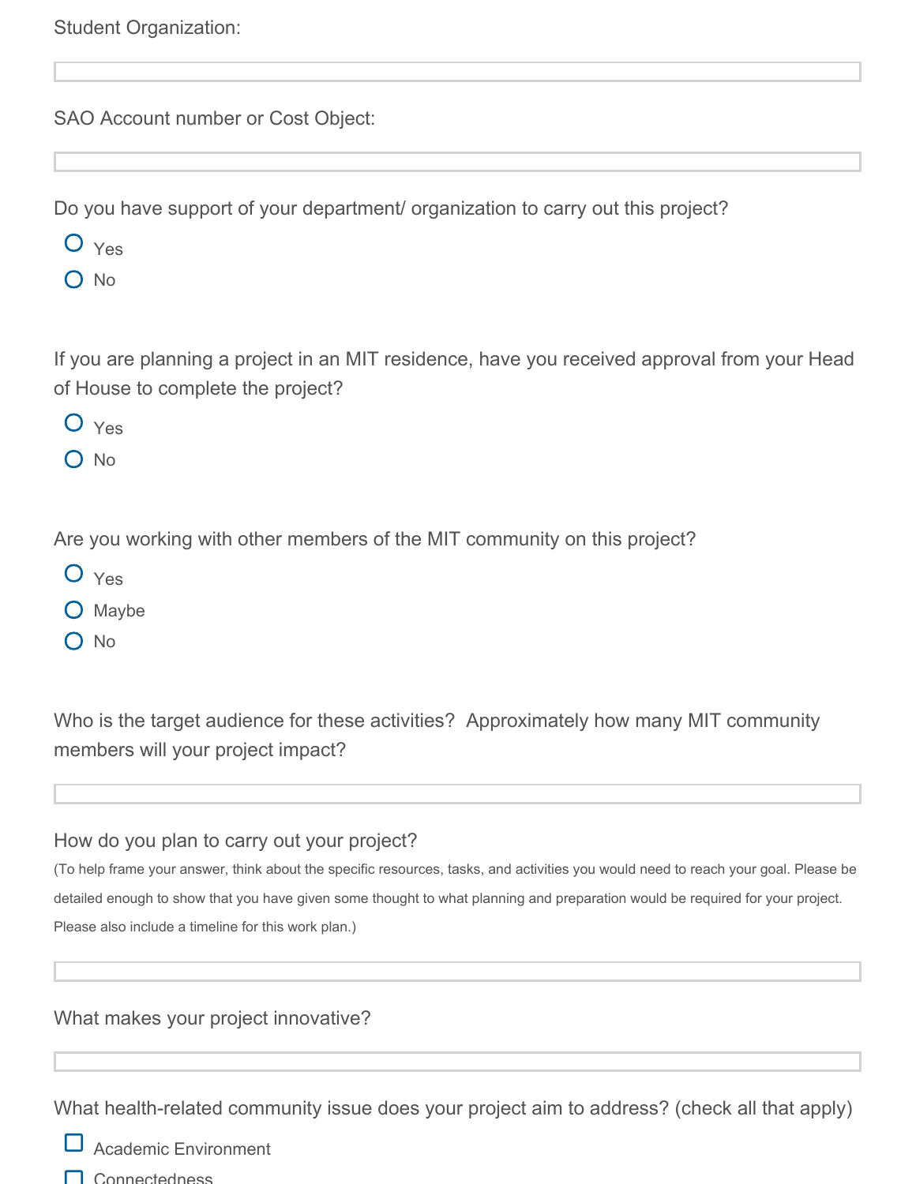Student Organization:

SAO Account number or Cost Object:

Do you have support of your department/ organization to carry out this project?

- ○ Yes
- ○ No

If you are planning a project in an MIT residence, have you received approval from your Head of House to complete the project?

- ○ Yes
- ○ No

Are you working with other members of the MIT community on this project?

- ○ Yes
- ○ Maybe
- ○ No

Who is the target audience for these activities? Approximately how many MIT community members will your project impact?

How do you plan to carry out your project?

(To help frame your answer, think about the specific resources, tasks, and activities you would need to reach your goal. Please be detailed enough to show that you have given some thought to what planning and preparation would be required for your project. Please also include a timeline for this work plan.)

What makes your project innovative?

What health-related community issue does your project aim to address? (check all that apply)

- ☐ Academic Environment
- ☐ Connectedness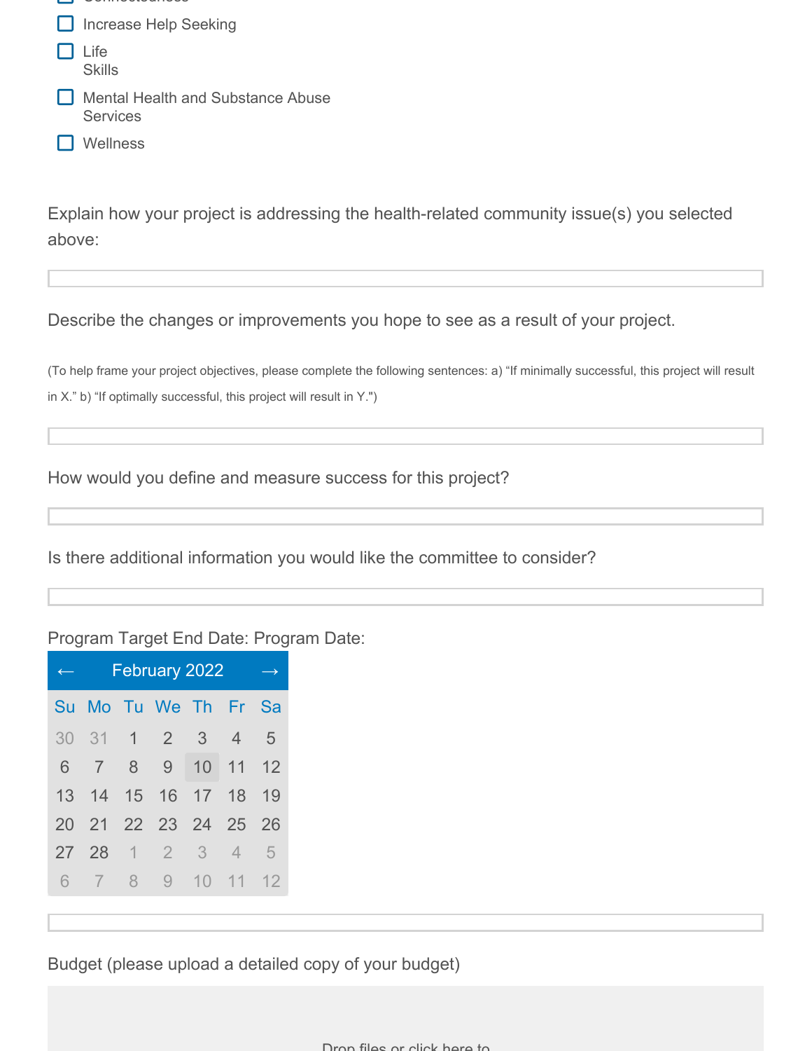- [ ] Increase Help Seeking
- [ ] Life Skills
- [ ] Mental Health and Substance Abuse Services
- [ ] Wellness

Explain how your project is addressing the health-related community issue(s) you selected above:

Describe the changes or improvements you hope to see as a result of your project.

(To help frame your project objectives, please complete the following sentences: a) "If minimally successful, this project will result in X." b) "If optimally successful, this project will result in Y.")

How would you define and measure success for this project?

Is there additional information you would like the committee to consider?

Program Target End Date: Program Date:

| ← | | | February 2022 | | | → |
|---|---|---|---|---|---|---|
| Su | Mo | Tu | We | Th | Fr | Sa |
| 30 | 31 | 1 | 2 | 3 | 4 | 5 |
| 6 | 7 | 8 | 9 | 10 | 11 | 12 |
| 13 | 14 | 15 | 16 | 17 | 18 | 19 |
| 20 | 21 | 22 | 23 | 24 | 25 | 26 |
| 27 | 28 | 1 | 2 | 3 | 4 | 5 |
| 6 | 7 | 8 | 9 | 10 | 11 | 12 |

Budget (please upload a detailed copy of your budget)

Drop files or click here to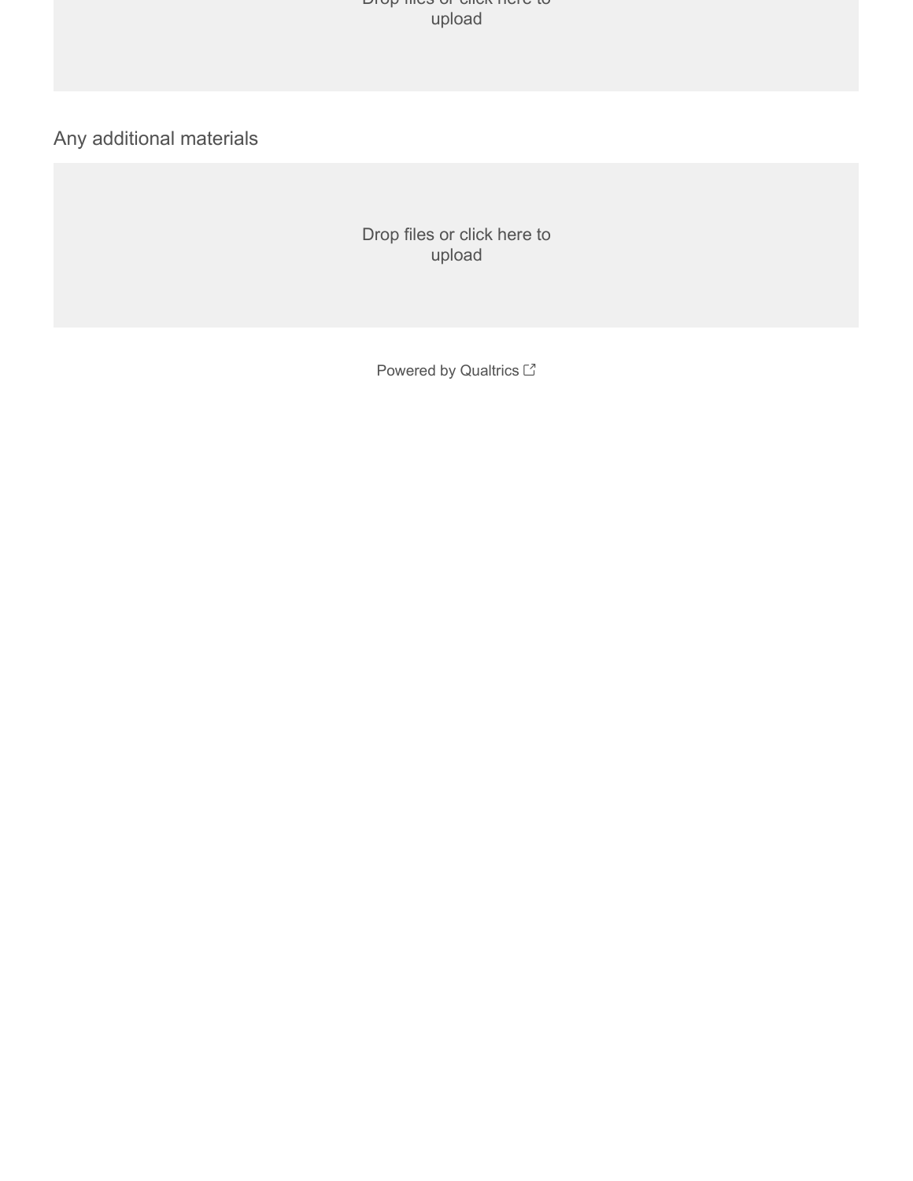Drop files or click here to upload

Any additional materials

Drop files or click here to upload

Powered by Qualtrics